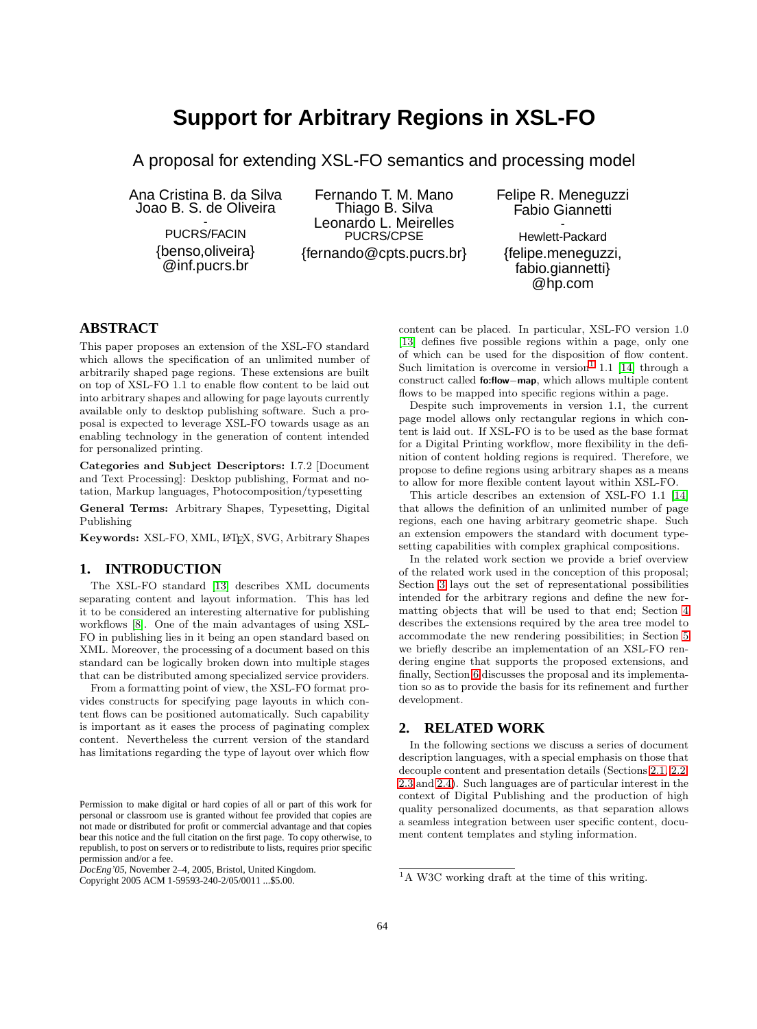# Support for Arbitrary Regions in XSL-FO

## A proposal for extending XSL-FO semantics and processing model

Ana Cristina B. da Silva
Joao B. S. de Oliveira
-
PUCRS/FACIN
{benso,oliveira}
@inf.pucrs.br

Fernando T. M. Mano
Thiago B. Silva
Leonardo L. Meirelles
PUCRS/CPSE
{fernando@cpts.pucrs.br}

Felipe R. Meneguzzi
Fabio Giannetti
-
Hewlett-Packard
{felipe.meneguzzi,
fabio.giannetti}
@hp.com

## ABSTRACT

This paper proposes an extension of the XSL-FO standard which allows the specification of an unlimited number of arbitrarily shaped page regions. These extensions are built on top of XSL-FO 1.1 to enable flow content to be laid out into arbitrary shapes and allowing for page layouts currently available only to desktop publishing software. Such a proposal is expected to leverage XSL-FO towards usage as an enabling technology in the generation of content intended for personalized printing.

**Categories and Subject Descriptors:** I.7.2 [Document and Text Processing]: Desktop publishing, Format and notation, Markup languages, Photocomposition/typesetting

**General Terms:** Arbitrary Shapes, Typesetting, Digital Publishing

**Keywords:** XSL-FO, XML, LaTeX, SVG, Arbitrary Shapes

## 1. INTRODUCTION

The XSL-FO standard [13] describes XML documents separating content and layout information. This has led it to be considered an interesting alternative for publishing workflows [8]. One of the main advantages of using XSL-FO in publishing lies in it being an open standard based on XML. Moreover, the processing of a document based on this standard can be logically broken down into multiple stages that can be distributed among specialized service providers.

From a formatting point of view, the XSL-FO format provides constructs for specifying page layouts in which content flows can be positioned automatically. Such capability is important as it eases the process of paginating complex content. Nevertheless the current version of the standard has limitations regarding the type of layout over which flow content can be placed. In particular, XSL-FO version 1.0 [13] defines five possible regions within a page, only one of which can be used for the disposition of flow content. Such limitation is overcome in version[1] 1.1 [14] through a construct called **fo:flow−map**, which allows multiple content flows to be mapped into specific regions within a page.

Despite such improvements in version 1.1, the current page model allows only rectangular regions in which content is laid out. If XSL-FO is to be used as the base format for a Digital Printing workflow, more flexibility in the definition of content holding regions is required. Therefore, we propose to define regions using arbitrary shapes as a means to allow for more flexible content layout within XSL-FO.

This article describes an extension of XSL-FO 1.1 [14] that allows the definition of an unlimited number of page regions, each one having arbitrary geometric shape. Such an extension empowers the standard with document typesetting capabilities with complex graphical compositions.

In the related work section we provide a brief overview of the related work used in the conception of this proposal; Section 3 lays out the set of representational possibilities intended for the arbitrary regions and define the new formatting objects that will be used to that end; Section 4 describes the extensions required by the area tree model to accommodate the new rendering possibilities; in Section 5 we briefly describe an implementation of an XSL-FO rendering engine that supports the proposed extensions, and finally, Section 6 discusses the proposal and its implementation so as to provide the basis for its refinement and further development.

## 2. RELATED WORK

In the following sections we discuss a series of document description languages, with a special emphasis on those that decouple content and presentation details (Sections 2.1, 2.2, 2.3 and 2.4). Such languages are of particular interest in the context of Digital Publishing and the production of high quality personalized documents, as that separation allows a seamless integration between user specific content, document content templates and styling information.

[1]A W3C working draft at the time of this writing.

Permission to make digital or hard copies of all or part of this work for personal or classroom use is granted without fee provided that copies are not made or distributed for profit or commercial advantage and that copies bear this notice and the full citation on the first page. To copy otherwise, to republish, to post on servers or to redistribute to lists, requires prior specific permission and/or a fee.
*DocEng'05,* November 2–4, 2005, Bristol, United Kingdom.
Copyright 2005 ACM 1-59593-240-2/05/0011 ...$5.00.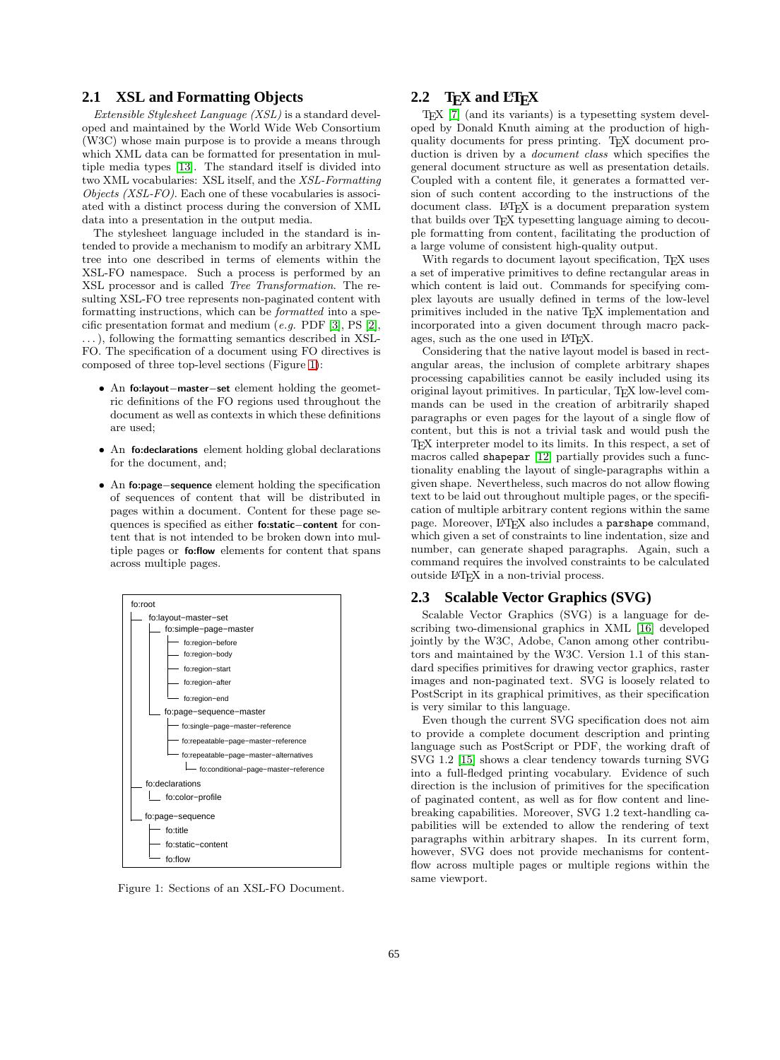## 2.1 XSL and Formatting Objects

*Extensible Stylesheet Language (XSL)* is a standard developed and maintained by the World Wide Web Consortium (W3C) whose main purpose is to provide a means through which XML data can be formatted for presentation in multiple media types [13]. The standard itself is divided into two XML vocabularies: XSL itself, and the *XSL-Formatting Objects (XSL-FO)*. Each one of these vocabularies is associated with a distinct process during the conversion of XML data into a presentation in the output media.

The stylesheet language included in the standard is intended to provide a mechanism to modify an arbitrary XML tree into one described in terms of elements within the XSL-FO namespace. Such a process is performed by an XSL processor and is called *Tree Transformation*. The resulting XSL-FO tree represents non-paginated content with formatting instructions, which can be *formatted* into a specific presentation format and medium (*e.g.* PDF [3], PS [2], . . . ), following the formatting semantics described in XSL-FO. The specification of a document using FO directives is composed of three top-level sections (Figure 1):

- An **fo:layout−master−set** element holding the geometric definitions of the FO regions used throughout the document as well as contexts in which these definitions are used;
- An **fo:declarations** element holding global declarations for the document, and;
- An **fo:page−sequence** element holding the specification of sequences of content that will be distributed in pages within a document. Content for these page sequences is specified as either **fo:static−content** for content that is not intended to be broken down into multiple pages or **fo:flow** elements for content that spans across multiple pages.

```
fo:root
├── fo:layout−master−set
│   ├── fo:simple−page−master
│   │   ├── fo:region−before
│   │   ├── fo:region−body
│   │   ├── fo:region−start
│   │   ├── fo:region−after
│   │   └── fo:region−end
│   └── fo:page−sequence−master
│       ├── fo:single−page−master−reference
│       ├── fo:repeatable−page−master−reference
│       └── fo:repeatable−page−master−alternatives
│           └── fo:conditional−page−master−reference
├── fo:declarations
│   └── fo:color−profile
└── fo:page−sequence
    ├── fo:title
    ├── fo:static−content
    └── fo:flow
```

Figure 1: Sections of an XSL-FO Document.

## 2.2 TEX and LATEX

TEX [7] (and its variants) is a typesetting system developed by Donald Knuth aiming at the production of high-quality documents for press printing. TEX document production is driven by a *document class* which specifies the general document structure as well as presentation details. Coupled with a content file, it generates a formatted version of such content according to the instructions of the document class. LATEX is a document preparation system that builds over TEX typesetting language aiming to decouple formatting from content, facilitating the production of a large volume of consistent high-quality output.

With regards to document layout specification, TEX uses a set of imperative primitives to define rectangular areas in which content is laid out. Commands for specifying complex layouts are usually defined in terms of the low-level primitives included in the native TEX implementation and incorporated into a given document through macro packages, such as the one used in LATEX.

Considering that the native layout model is based in rectangular areas, the inclusion of complete arbitrary shapes processing capabilities cannot be easily included using its original layout primitives. In particular, TEX low-level commands can be used in the creation of arbitrarily shaped paragraphs or even pages for the layout of a single flow of content, but this is not a trivial task and would push the TEX interpreter model to its limits. In this respect, a set of macros called `shapepar` [12] partially provides such a functionality enabling the layout of single-paragraphs within a given shape. Nevertheless, such macros do not allow flowing text to be laid out throughout multiple pages, or the specification of multiple arbitrary content regions within the same page. Moreover, LATEX also includes a `parshape` command, which given a set of constraints to line indentation, size and number, can generate shaped paragraphs. Again, such a command requires the involved constraints to be calculated outside LATEX in a non-trivial process.

## 2.3 Scalable Vector Graphics (SVG)

Scalable Vector Graphics (SVG) is a language for describing two-dimensional graphics in XML [16] developed jointly by the W3C, Adobe, Canon among other contributors and maintained by the W3C. Version 1.1 of this standard specifies primitives for drawing vector graphics, raster images and non-paginated text. SVG is loosely related to PostScript in its graphical primitives, as their specification is very similar to this language.

Even though the current SVG specification does not aim to provide a complete document description and printing language such as PostScript or PDF, the working draft of SVG 1.2 [15] shows a clear tendency towards turning SVG into a full-fledged printing vocabulary. Evidence of such direction is the inclusion of primitives for the specification of paginated content, as well as for flow content and line-breaking capabilities. Moreover, SVG 1.2 text-handling capabilities will be extended to allow the rendering of text paragraphs within arbitrary shapes. In its current form, however, SVG does not provide mechanisms for content-flow across multiple pages or multiple regions within the same viewport.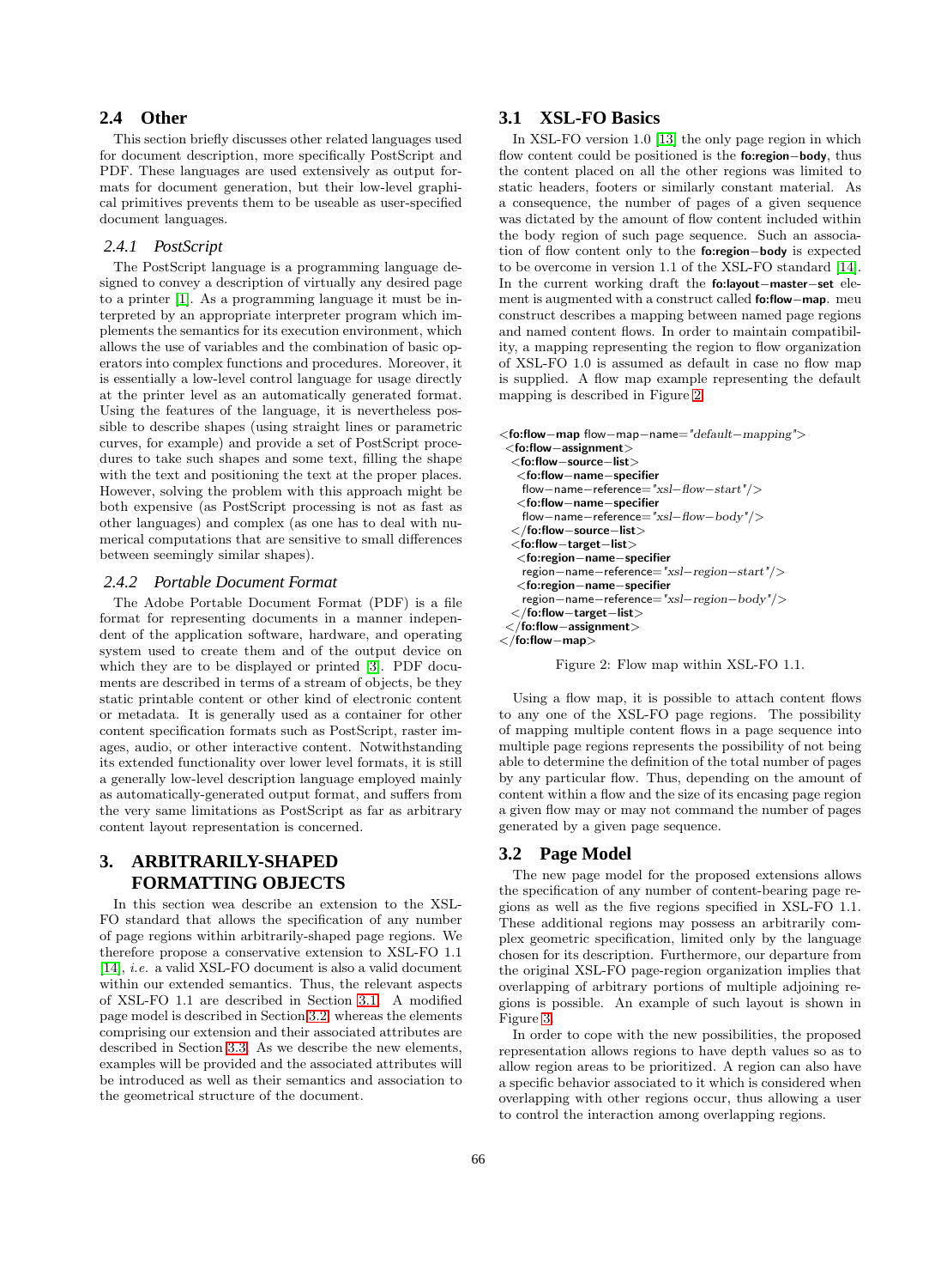### 2.4 Other

This section briefly discusses other related languages used for document description, more specifically PostScript and PDF. These languages are used extensively as output formats for document generation, but their low-level graphical primitives prevents them to be useable as user-specified document languages.

#### 2.4.1 *PostScript*

The PostScript language is a programming language designed to convey a description of virtually any desired page to a printer [1]. As a programming language it must be interpreted by an appropriate interpreter program which implements the semantics for its execution environment, which allows the use of variables and the combination of basic operators into complex functions and procedures. Moreover, it is essentially a low-level control language for usage directly at the printer level as an automatically generated format. Using the features of the language, it is nevertheless possible to describe shapes (using straight lines or parametric curves, for example) and provide a set of PostScript procedures to take such shapes and some text, filling the shape with the text and positioning the text at the proper places. However, solving the problem with this approach might be both expensive (as PostScript processing is not as fast as other languages) and complex (as one has to deal with numerical computations that are sensitive to small differences between seemingly similar shapes).

#### 2.4.2 *Portable Document Format*

The Adobe Portable Document Format (PDF) is a file format for representing documents in a manner independent of the application software, hardware, and operating system used to create them and of the output device on which they are to be displayed or printed [3]. PDF documents are described in terms of a stream of objects, be they static printable content or other kind of electronic content or metadata. It is generally used as a container for other content specification formats such as PostScript, raster images, audio, or other interactive content. Notwithstanding its extended functionality over lower level formats, it is still a generally low-level description language employed mainly as automatically-generated output format, and suffers from the very same limitations as PostScript as far as arbitrary content layout representation is concerned.

## 3. ARBITRARILY-SHAPED FORMATTING OBJECTS

In this section wea describe an extension to the XSL-FO standard that allows the specification of any number of page regions within arbitrarily-shaped page regions. We therefore propose a conservative extension to XSL-FO 1.1 [14], *i.e.* a valid XSL-FO document is also a valid document within our extended semantics. Thus, the relevant aspects of XSL-FO 1.1 are described in Section 3.1. A modified page model is described in Section 3.2, whereas the elements comprising our extension and their associated attributes are described in Section 3.3. As we describe the new elements, examples will be provided and the associated attributes will be introduced as well as their semantics and association to the geometrical structure of the document.

### 3.1 XSL-FO Basics

In XSL-FO version 1.0 [13] the only page region in which flow content could be positioned is the **fo:region−body**, thus the content placed on all the other regions was limited to static headers, footers or similarly constant material. As a consequence, the number of pages of a given sequence was dictated by the amount of flow content included within the body region of such page sequence. Such an association of flow content only to the **fo:region−body** is expected to be overcome in version 1.1 of the XSL-FO standard [14]. In the current working draft the **fo:layout−master−set** element is augmented with a construct called **fo:flow−map**. meu construct describes a mapping between named page regions and named content flows. In order to maintain compatibility, a mapping representing the region to flow organization of XSL-FO 1.0 is assumed as default in case no flow map is supplied. A flow map example representing the default mapping is described in Figure 2.

```
<fo:flow−map flow−map−name="default−mapping">
 <fo:flow−assignment>
  <fo:flow−source−list>
   <fo:flow−name−specifier
    flow−name−reference="xsl−flow−start"/>
   <fo:flow−name−specifier
    flow−name−reference="xsl−flow−body"/>
  </fo:flow−source−list>
  <fo:flow−target−list>
   <fo:region−name−specifier
    region−name−reference="xsl−region−start"/>
   <fo:region−name−specifier
    region−name−reference="xsl−region−body"/>
  </fo:flow−target−list>
 </fo:flow−assignment>
</fo:flow−map>
```

Figure 2: Flow map within XSL-FO 1.1.

Using a flow map, it is possible to attach content flows to any one of the XSL-FO page regions. The possibility of mapping multiple content flows in a page sequence into multiple page regions represents the possibility of not being able to determine the definition of the total number of pages by any particular flow. Thus, depending on the amount of content within a flow and the size of its encasing page region a given flow may or may not command the number of pages generated by a given page sequence.

### 3.2 Page Model

The new page model for the proposed extensions allows the specification of any number of content-bearing page regions as well as the five regions specified in XSL-FO 1.1. These additional regions may possess an arbitrarily complex geometric specification, limited only by the language chosen for its description. Furthermore, our departure from the original XSL-FO page-region organization implies that overlapping of arbitrary portions of multiple adjoining regions is possible. An example of such layout is shown in Figure 3.

In order to cope with the new possibilities, the proposed representation allows regions to have depth values so as to allow region areas to be prioritized. A region can also have a specific behavior associated to it which is considered when overlapping with other regions occur, thus allowing a user to control the interaction among overlapping regions.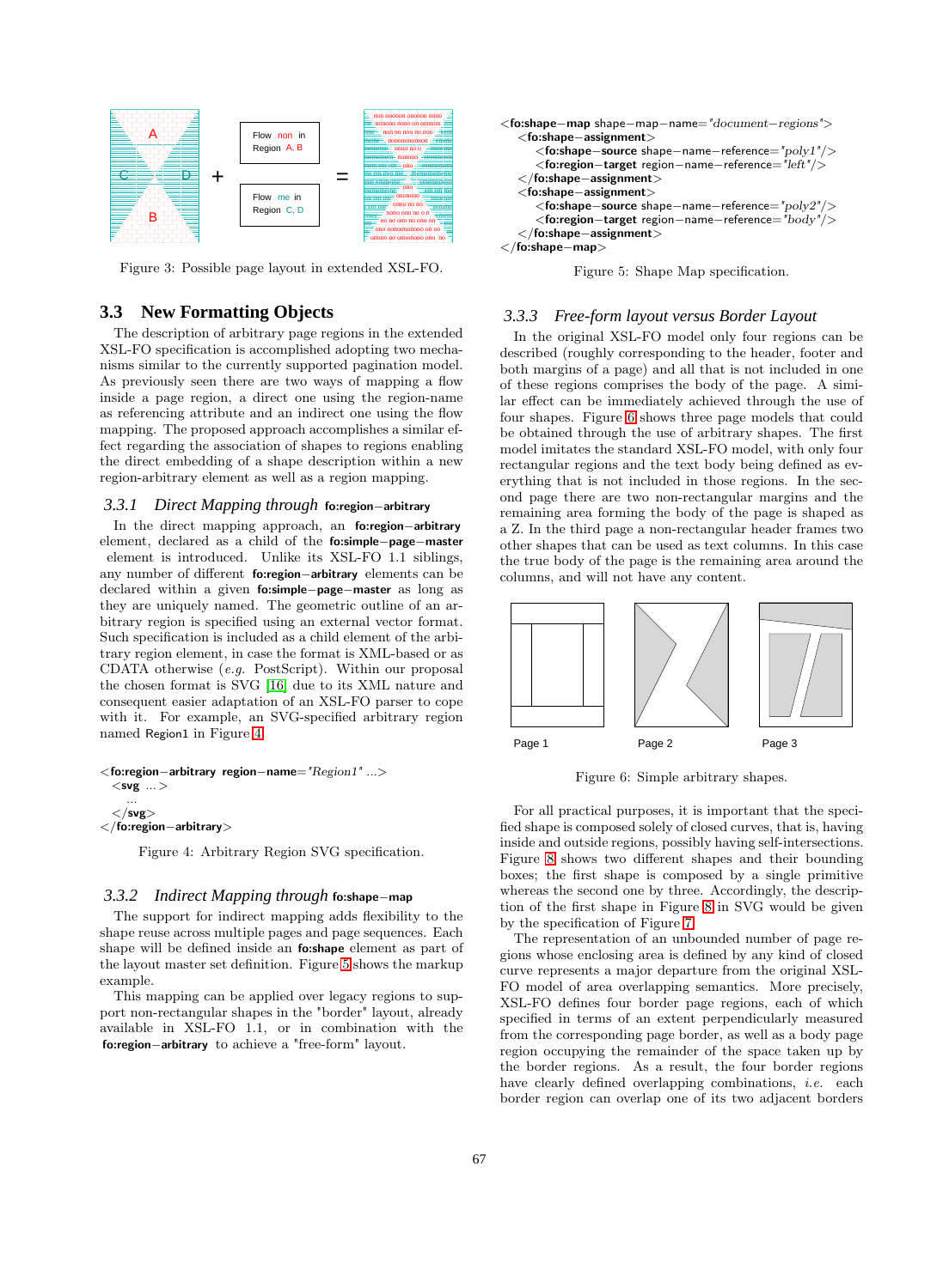Figure 3: Possible page layout in extended XSL-FO.

## 3.3 New Formatting Objects

The description of arbitrary page regions in the extended XSL-FO specification is accomplished adopting two mechanisms similar to the currently supported pagination model. As previously seen there are two ways of mapping a flow inside a page region, a direct one using the region-name as referencing attribute and an indirect one using the flow mapping. The proposed approach accomplishes a similar effect regarding the association of shapes to regions enabling the direct embedding of a shape description within a new region-arbitrary element as well as a region mapping.

### 3.3.1 Direct Mapping through **fo:region–arbitrary**

In the direct mapping approach, an **fo:region–arbitrary** element, declared as a child of the **fo:simple–page–master** element is introduced. Unlike its XSL-FO 1.1 siblings, any number of different **fo:region–arbitrary** elements can be declared within a given **fo:simple–page–master** as long as they are uniquely named. The geometric outline of an arbitrary region is specified using an external vector format. Such specification is included as a child element of the arbitrary region element, in case the format is XML-based or as CDATA otherwise (*e.g.* PostScript). Within our proposal the chosen format is SVG [16] due to its XML nature and consequent easier adaptation of an XSL-FO parser to cope with it. For example, an SVG-specified arbitrary region named Region1 in Figure 4.

```
<fo:region–arbitrary region–name="Region1" ...>
  <svg ...>
    ...
  </svg>
</fo:region–arbitrary>
```

Figure 4: Arbitrary Region SVG specification.

### 3.3.2 Indirect Mapping through **fo:shape–map**

The support for indirect mapping adds flexibility to the shape reuse across multiple pages and page sequences. Each shape will be defined inside an **fo:shape** element as part of the layout master set definition. Figure 5 shows the markup example.

This mapping can be applied over legacy regions to support non-rectangular shapes in the "border" layout, already available in XSL-FO 1.1, or in combination with the **fo:region–arbitrary** to achieve a "free-form" layout.

```
<fo:shape–map shape–map–name="document–regions">
  <fo:shape–assignment>
    <fo:shape–source shape–name–reference="poly1"/>
    <fo:region–target region–name–reference="left"/>
  </fo:shape–assignment>
  <fo:shape–assignment>
    <fo:shape–source shape–name–reference="poly2"/>
    <fo:region–target region–name–reference="body"/>
  </fo:shape–assignment>
</fo:shape–map>
```

Figure 5: Shape Map specification.

### 3.3.3 Free-form layout versus Border Layout

In the original XSL-FO model only four regions can be described (roughly corresponding to the header, footer and both margins of a page) and all that is not included in one of these regions comprises the body of the page. A similar effect can be immediately achieved through the use of four shapes. Figure 6 shows three page models that could be obtained through the use of arbitrary shapes. The first model imitates the standard XSL-FO model, with only four rectangular regions and the text body being defined as everything that is not included in those regions. In the second page there are two non-rectangular margins and the remaining area forming the body of the page is shaped as a Z. In the third page a non-rectangular header frames two other shapes that can be used as text columns. In this case the true body of the page is the remaining area around the columns, and will not have any content.

Figure 6: Simple arbitrary shapes.

For all practical purposes, it is important that the specified shape is composed solely of closed curves, that is, having inside and outside regions, possibly having self-intersections. Figure 8 shows two different shapes and their bounding boxes; the first shape is composed by a single primitive whereas the second one by three. Accordingly, the description of the first shape in Figure 8 in SVG would be given by the specification of Figure 7.

The representation of an unbounded number of page regions whose enclosing area is defined by any kind of closed curve represents a major departure from the original XSL-FO model of area overlapping semantics. More precisely, XSL-FO defines four border page regions, each of which specified in terms of an extent perpendicularly measured from the corresponding page border, as well as a body page region occupying the remainder of the space taken up by the border regions. As a result, the four border regions have clearly defined overlapping combinations, *i.e.* each border region can overlap one of its two adjacent borders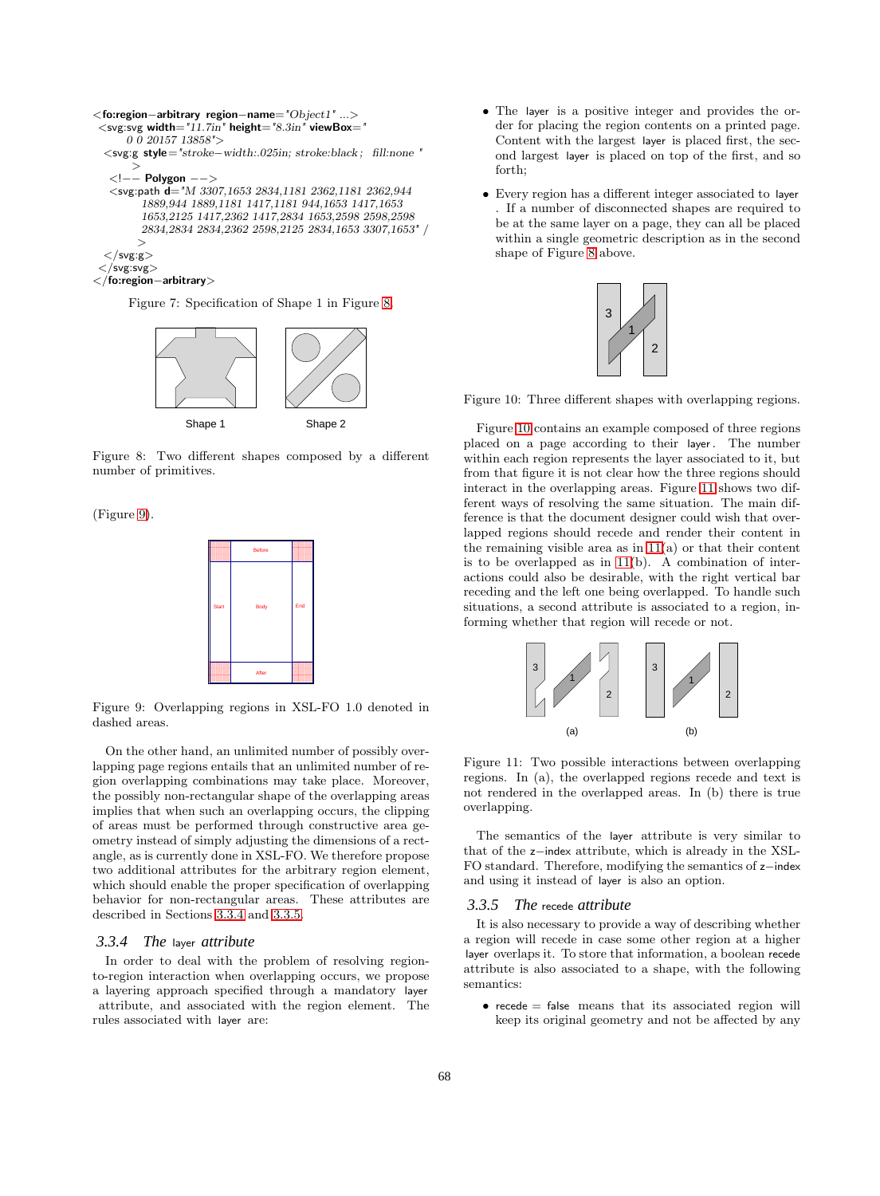```
<fo:region-arbitrary region-name="Object1" ...>
 <svg:svg width="11.7in" height="8.3in" viewBox="
     0 0 20157 13858">
  <svg:g style="stroke-width:.025in; stroke:black; fill:none "
     >
   <!-- Polygon -->
   <svg:path d="M 3307,1653 2834,1181 2362,1181 2362,944
       1889,944 1889,1181 1417,1181 944,1653 1417,1653
       1653,2125 1417,2362 1417,2834 1653,2598 2598,2598
       2834,2834 2834,2362 2598,2125 2834,1653 3307,1653" /
       >
  </svg:g>
 </svg:svg>
</fo:region-arbitrary>
```

Figure 7: Specification of Shape 1 in Figure 8.

Shape 1 Shape 2

Figure 8: Two different shapes composed by a different number of primitives.

(Figure 9).

Before Start Body End After

Figure 9: Overlapping regions in XSL-FO 1.0 denoted in dashed areas.

On the other hand, an unlimited number of possibly overlapping page regions entails that an unlimited number of region overlapping combinations may take place. Moreover, the possibly non-rectangular shape of the overlapping areas implies that when such an overlapping occurs, the clipping of areas must be performed through constructive area geometry instead of simply adjusting the dimensions of a rectangle, as is currently done in XSL-FO. We therefore propose two additional attributes for the arbitrary region element, which should enable the proper specification of overlapping behavior for non-rectangular areas. These attributes are described in Sections 3.3.4 and 3.3.5.

### 3.3.4 The layer attribute

In order to deal with the problem of resolving region-to-region interaction when overlapping occurs, we propose a layering approach specified through a mandatory layer attribute, and associated with the region element. The rules associated with layer are:

- The layer is a positive integer and provides the order for placing the region contents on a printed page. Content with the largest layer is placed first, the second largest layer is placed on top of the first, and so forth;
- Every region has a different integer associated to layer. If a number of disconnected shapes are required to be at the same layer on a page, they can all be placed within a single geometric description as in the second shape of Figure 8 above.

Figure 10: Three different shapes with overlapping regions.

Figure 10 contains an example composed of three regions placed on a page according to their layer. The number within each region represents the layer associated to it, but from that figure it is not clear how the three regions should interact in the overlapping areas. Figure 11 shows two different ways of resolving the same situation. The main difference is that the document designer could wish that overlapped regions should recede and render their content in the remaining visible area as in 11(a) or that their content is to be overlapped as in 11(b). A combination of interactions could also be desirable, with the right vertical bar receding and the left one being overlapped. To handle such situations, a second attribute is associated to a region, informing whether that region will recede or not.

(a) (b)

Figure 11: Two possible interactions between overlapping regions. In (a), the overlapped regions recede and text is not rendered in the overlapped areas. In (b) there is true overlapping.

The semantics of the layer attribute is very similar to that of the z-index attribute, which is already in the XSL-FO standard. Therefore, modifying the semantics of z-index and using it instead of layer is also an option.

### 3.3.5 The recede attribute

It is also necessary to provide a way of describing whether a region will recede in case some other region at a higher layer overlaps it. To store that information, a boolean recede attribute is also associated to a shape, with the following semantics:

- recede = false means that its associated region will keep its original geometry and not be affected by any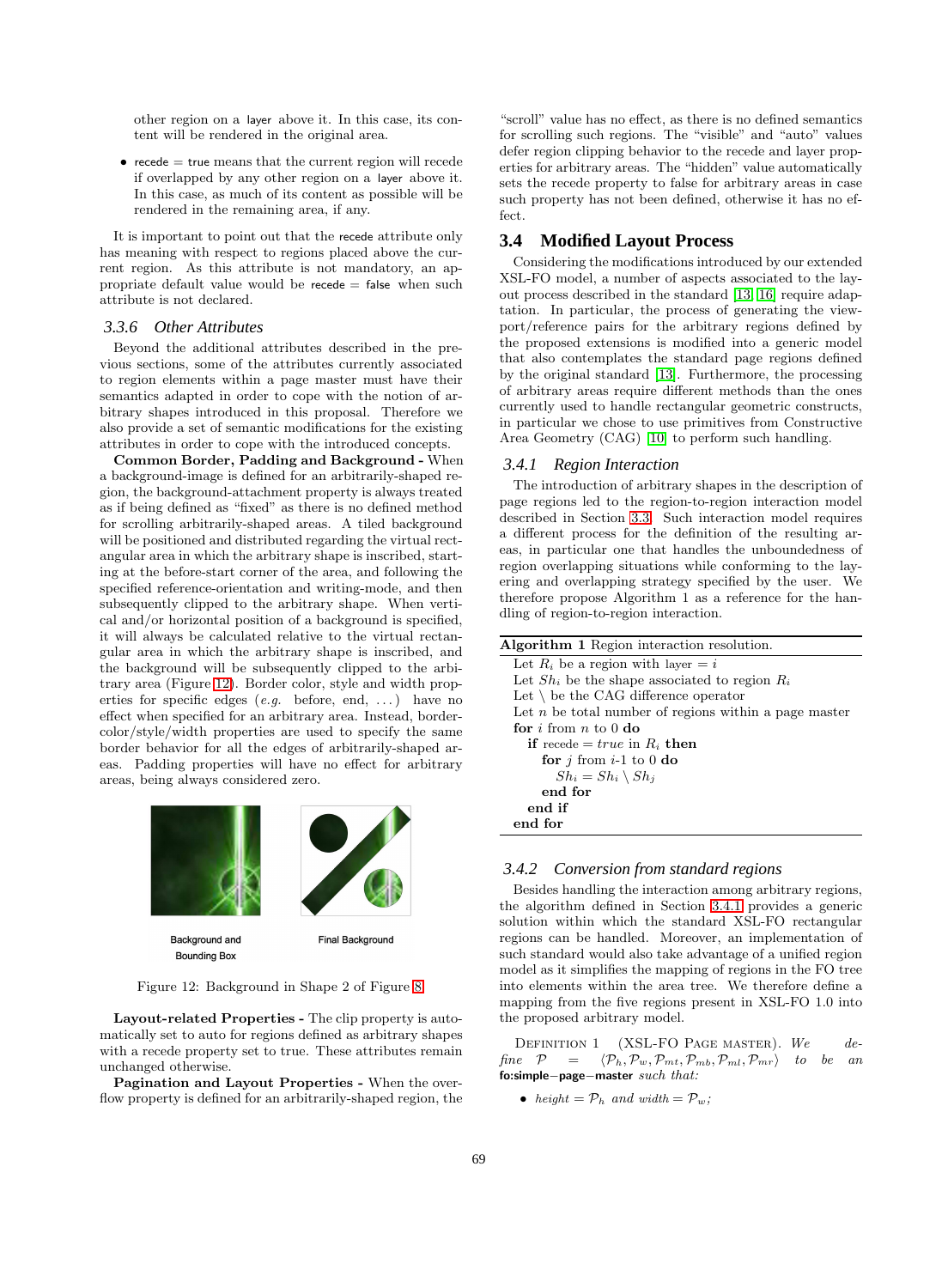other region on a layer above it. In this case, its content will be rendered in the original area.

- recede = true means that the current region will recede if overlapped by any other region on a layer above it. In this case, as much of its content as possible will be rendered in the remaining area, if any.

It is important to point out that the recede attribute only has meaning with respect to regions placed above the current region. As this attribute is not mandatory, an appropriate default value would be recede = false when such attribute is not declared.

### 3.3.6 Other Attributes

Beyond the additional attributes described in the previous sections, some of the attributes currently associated to region elements within a page master must have their semantics adapted in order to cope with the notion of arbitrary shapes introduced in this proposal. Therefore we also provide a set of semantic modifications for the existing attributes in order to cope with the introduced concepts.

**Common Border, Padding and Background -** When a background-image is defined for an arbitrarily-shaped region, the background-attachment property is always treated as if being defined as "fixed" as there is no defined method for scrolling arbitrarily-shaped areas. A tiled background will be positioned and distributed regarding the virtual rectangular area in which the arbitrary shape is inscribed, starting at the before-start corner of the area, and following the specified reference-orientation and writing-mode, and then subsequently clipped to the arbitrary shape. When vertical and/or horizontal position of a background is specified, it will always be calculated relative to the virtual rectangular area in which the arbitrary shape is inscribed, and the background will be subsequently clipped to the arbitrary area (Figure 12). Border color, style and width properties for specific edges (*e.g.* before, end, ...) have no effect when specified for an arbitrary area. Instead, border-color/style/width properties are used to specify the same border behavior for all the edges of arbitrarily-shaped areas. Padding properties will have no effect for arbitrary areas, being always considered zero.

Background and Bounding Box

Final Background

Figure 12: Background in Shape 2 of Figure 8

**Layout-related Properties -** The clip property is automatically set to auto for regions defined as arbitrary shapes with a recede property set to true. These attributes remain unchanged otherwise.

**Pagination and Layout Properties -** When the overflow property is defined for an arbitrarily-shaped region, the "scroll" value has no effect, as there is no defined semantics for scrolling such regions. The "visible" and "auto" values defer region clipping behavior to the recede and layer properties for arbitrary areas. The "hidden" value automatically sets the recede property to false for arbitrary areas in case such property has not been defined, otherwise it has no effect.

## 3.4 Modified Layout Process

Considering the modifications introduced by our extended XSL-FO model, a number of aspects associated to the layout process described in the standard [13, 16] require adaptation. In particular, the process of generating the viewport/reference pairs for the arbitrary regions defined by the proposed extensions is modified into a generic model that also contemplates the standard page regions defined by the original standard [13]. Furthermore, the processing of arbitrary areas require different methods than the ones currently used to handle rectangular geometric constructs, in particular we chose to use primitives from Constructive Area Geometry (CAG) [10] to perform such handling.

### 3.4.1 Region Interaction

The introduction of arbitrary shapes in the description of page regions led to the region-to-region interaction model described in Section 3.3. Such interaction model requires a different process for the definition of the resulting areas, in particular one that handles the unboundedness of region overlapping situations while conforming to the layering and overlapping strategy specified by the user. We therefore propose Algorithm 1 as a reference for the handling of region-to-region interaction.

**Algorithm 1** Region interaction resolution.

Let $R_i$ be a region with layer $= i$
Let $Sh_i$ be the shape associated to region $R_i$
Let $\setminus$ be the CAG difference operator
Let $n$ be total number of regions within a page master
**for** $i$ from $n$ to 0 **do**
  **if** recede $= true$ in $R_i$ **then**
    **for** $j$ from $i$-1 to 0 **do**
      $Sh_i = Sh_i \setminus Sh_j$
    **end for**
  **end if**
**end for**

### 3.4.2 Conversion from standard regions

Besides handling the interaction among arbitrary regions, the algorithm defined in Section 3.4.1 provides a generic solution within which the standard XSL-FO rectangular regions can be handled. Moreover, an implementation of such standard would also take advantage of a unified region model as it simplifies the mapping of regions in the FO tree into elements within the area tree. We therefore define a mapping from the five regions present in XSL-FO 1.0 into the proposed arbitrary model.

DEFINITION 1 (XSL-FO PAGE MASTER). *We define* $\mathcal{P} = \langle \mathcal{P}_h, \mathcal{P}_w, \mathcal{P}_{mt}, \mathcal{P}_{mb}, \mathcal{P}_{ml}, \mathcal{P}_{mr} \rangle$ *to be an* **fo:simple−page−master** *such that:*

- *height* $= \mathcal{P}_h$ *and width* $= \mathcal{P}_w$*;*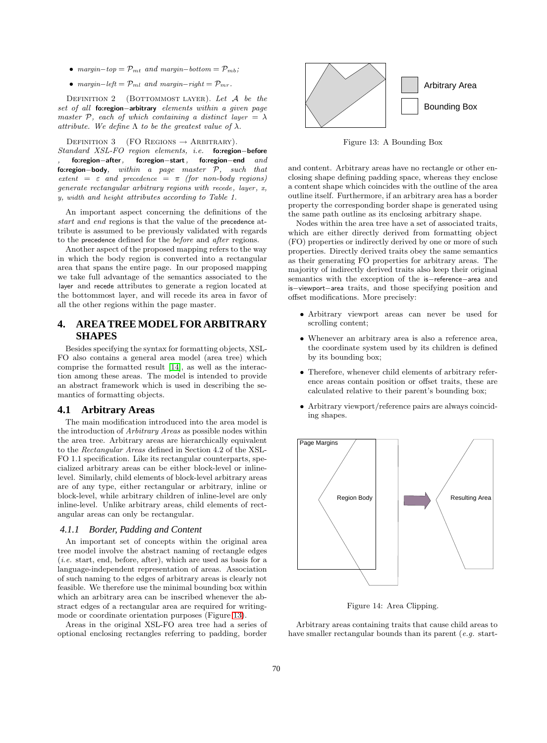- *margin−top* = $\mathcal{P}_{mt}$ *and margin−bottom* = $\mathcal{P}_{mb}$*;*
- *margin−left* = $\mathcal{P}_{ml}$ *and margin−right* = $\mathcal{P}_{mr}$*.*

DEFINITION 2 (BOTTOMMOST LAYER). *Let* $\mathcal{A}$ *be the set of all* **fo:region−arbitrary** *elements within a given page master* $\mathcal{P}$*, each of which containing a distinct layer* = $\lambda$ *attribute. We define* $\Lambda$ *to be the greatest value of* $\lambda$*.*

DEFINITION 3 (FO REGIONS → ARBITRARY). *Standard XSL-FO region elements, i.e.* **fo:region−before**, **fo:region−after**, **fo:region−start**, **fo:region−end** *and* **fo:region−body**, *within a page master* $\mathcal{P}$*, such that extent* = $\varepsilon$ *and precedence* = $\pi$ *(for non-body regions) generate rectangular arbitrary regions with recede, layer, x, y, width and height attributes according to Table 1.*

An important aspect concerning the definitions of the *start* and *end* regions is that the value of the precedence attribute is assumed to be previously validated with regards to the precedence defined for the *before* and *after* regions.

Another aspect of the proposed mapping refers to the way in which the body region is converted into a rectangular area that spans the entire page. In our proposed mapping we take full advantage of the semantics associated to the layer and recede attributes to generate a region located at the bottommost layer, and will recede its area in favor of all the other regions within the page master.

## 4. AREA TREE MODEL FOR ARBITRARY SHAPES

Besides specifying the syntax for formatting objects, XSL-FO also contains a general area model (area tree) which comprise the formatted result [14], as well as the interaction among these areas. The model is intended to provide an abstract framework which is used in describing the semantics of formatting objects.

### 4.1 Arbitrary Areas

The main modification introduced into the area model is the introduction of *Arbitrary Areas* as possible nodes within the area tree. Arbitrary areas are hierarchically equivalent to the *Rectangular Areas* defined in Section 4.2 of the XSL-FO 1.1 specification. Like its rectangular counterparts, specialized arbitrary areas can be either block-level or inline-level. Similarly, child elements of block-level arbitrary areas are of any type, either rectangular or arbitrary, inline or block-level, while arbitrary children of inline-level are only inline-level. Unlike arbitrary areas, child elements of rectangular areas can only be rectangular.

#### 4.1.1 Border, Padding and Content

An important set of concepts within the original area tree model involve the abstract naming of rectangle edges (*i.e.* start, end, before, after), which are used as basis for a language-independent representation of areas. Association of such naming to the edges of arbitrary areas is clearly not feasible. We therefore use the minimal bounding box within which an arbitrary area can be inscribed whenever the abstract edges of a rectangular area are required for writing-mode or coordinate orientation purposes (Figure 13).

Areas in the original XSL-FO area tree had a series of optional enclosing rectangles referring to padding, border and content. Arbitrary areas have no rectangle or other enclosing shape defining padding space, whereas they enclose a content shape which coincides with the outline of the area outline itself. Furthermore, if an arbitrary area has a border property the corresponding border shape is generated using the same path outline as its enclosing arbitrary shape.

Figure 13: A Bounding Box

Nodes within the area tree have a set of associated traits, which are either directly derived from formatting object (FO) properties or indirectly derived by one or more of such properties. Directly derived traits obey the same semantics as their generating FO properties for arbitrary areas. The majority of indirectly derived traits also keep their original semantics with the exception of the is−reference−area and is−viewport−area traits, and those specifying position and offset modifications. More precisely:

- Arbitrary viewport areas can never be used for scrolling content;
- Whenever an arbitrary area is also a reference area, the coordinate system used by its children is defined by its bounding box;
- Therefore, whenever child elements of arbitrary reference areas contain position or offset traits, these are calculated relative to their parent's bounding box;
- Arbitrary viewport/reference pairs are always coinciding shapes.

Figure 14: Area Clipping.

Arbitrary areas containing traits that cause child areas to have smaller rectangular bounds than its parent (*e.g.* start-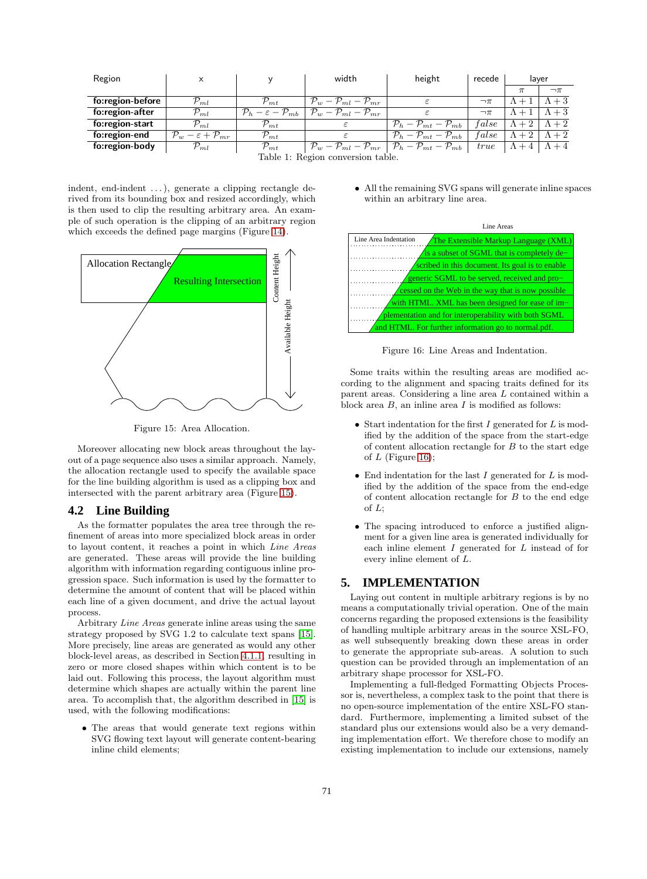| Region | x | y | width | height | recede | layer | |
|---|---|---|---|---|---|---|---|
| | | | | | | $\pi$ | $\neg\pi$ |
| **fo:region-before** | $\mathcal{P}_{ml}$ | $\mathcal{P}_{mt}$ | $\mathcal{P}_w - \mathcal{P}_{ml} - \mathcal{P}_{mr}$ | $\varepsilon$ | $\neg\pi$ | $\Lambda + 1$ | $\Lambda + 3$ |
| **fo:region-after** | $\mathcal{P}_{ml}$ | $\mathcal{P}_h - \varepsilon - \mathcal{P}_{mb}$ | $\mathcal{P}_w - \mathcal{P}_{ml} - \mathcal{P}_{mr}$ | $\varepsilon$ | $\neg\pi$ | $\Lambda + 1$ | $\Lambda + 3$ |
| **fo:region-start** | $\mathcal{P}_{ml}$ | $\mathcal{P}_{mt}$ | $\varepsilon$ | $\mathcal{P}_h - \mathcal{P}_{mt} - \mathcal{P}_{mb}$ | $false$ | $\Lambda + 2$ | $\Lambda + 2$ |
| **fo:region-end** | $\mathcal{P}_w - \varepsilon + \mathcal{P}_{mr}$ | $\mathcal{P}_{mt}$ | $\varepsilon$ | $\mathcal{P}_h - \mathcal{P}_{mt} - \mathcal{P}_{mb}$ | $false$ | $\Lambda + 2$ | $\Lambda + 2$ |
| **fo:region-body** | $\mathcal{P}_{ml}$ | $\mathcal{P}_{mt}$ | $\mathcal{P}_w - \mathcal{P}_{ml} - \mathcal{P}_{mr}$ | $\mathcal{P}_h - \mathcal{P}_{mt} - \mathcal{P}_{mb}$ | $true$ | $\Lambda + 4$ | $\Lambda + 4$ |

Table 1: Region conversion table.

indent, end-indent ...), generate a clipping rectangle derived from its bounding box and resized accordingly, which is then used to clip the resulting arbitrary area. An example of such operation is the clipping of an arbitrary region which exceeds the defined page margins (Figure 14).

Figure 15: Area Allocation.

Moreover allocating new block areas throughout the layout of a page sequence also uses a similar approach. Namely, the allocation rectangle used to specify the available space for the line building algorithm is used as a clipping box and intersected with the parent arbitrary area (Figure 15).

## 4.2 Line Building

As the formatter populates the area tree through the refinement of areas into more specialized block areas in order to layout content, it reaches a point in which *Line Areas* are generated. These areas will provide the line building algorithm with information regarding contiguous inline progression space. Such information is used by the formatter to determine the amount of content that will be placed within each line of a given document, and drive the actual layout process.

Arbitrary *Line Areas* generate inline areas using the same strategy proposed by SVG 1.2 to calculate text spans [15]. More precisely, line areas are generated as would any other block-level areas, as described in Section 4.1.1, resulting in zero or more closed shapes within which content is to be laid out. Following this process, the layout algorithm must determine which shapes are actually within the parent line area. To accomplish that, the algorithm described in [15] is used, with the following modifications:

- The areas that would generate text regions within SVG flowing text layout will generate content-bearing inline child elements;
- All the remaining SVG spans will generate inline spaces within an arbitrary line area.

Figure 16: Line Areas and Indentation.

Some traits within the resulting areas are modified according to the alignment and spacing traits defined for its parent areas. Considering a line area $L$ contained within a block area $B$, an inline area $I$ is modified as follows:

- Start indentation for the first $I$ generated for $L$ is modified by the addition of the space from the start-edge of content allocation rectangle for $B$ to the start edge of $L$ (Figure 16);
- End indentation for the last $I$ generated for $L$ is modified by the addition of the space from the end-edge of content allocation rectangle for $B$ to the end edge of $L$;
- The spacing introduced to enforce a justified alignment for a given line area is generated individually for each inline element $I$ generated for $L$ instead of for every inline element of $L$.

# 5. IMPLEMENTATION

Laying out content in multiple arbitrary regions is by no means a computationally trivial operation. One of the main concerns regarding the proposed extensions is the feasibility of handling multiple arbitrary areas in the source XSL-FO, as well subsequently breaking down these areas in order to generate the appropriate sub-areas. A solution to such question can be provided through an implementation of an arbitrary shape processor for XSL-FO.

Implementing a full-fledged Formatting Objects Processor is, nevertheless, a complex task to the point that there is no open-source implementation of the entire XSL-FO standard. Furthermore, implementing a limited subset of the standard plus our extensions would also be a very demanding implementation effort. We therefore chose to modify an existing implementation to include our extensions, namely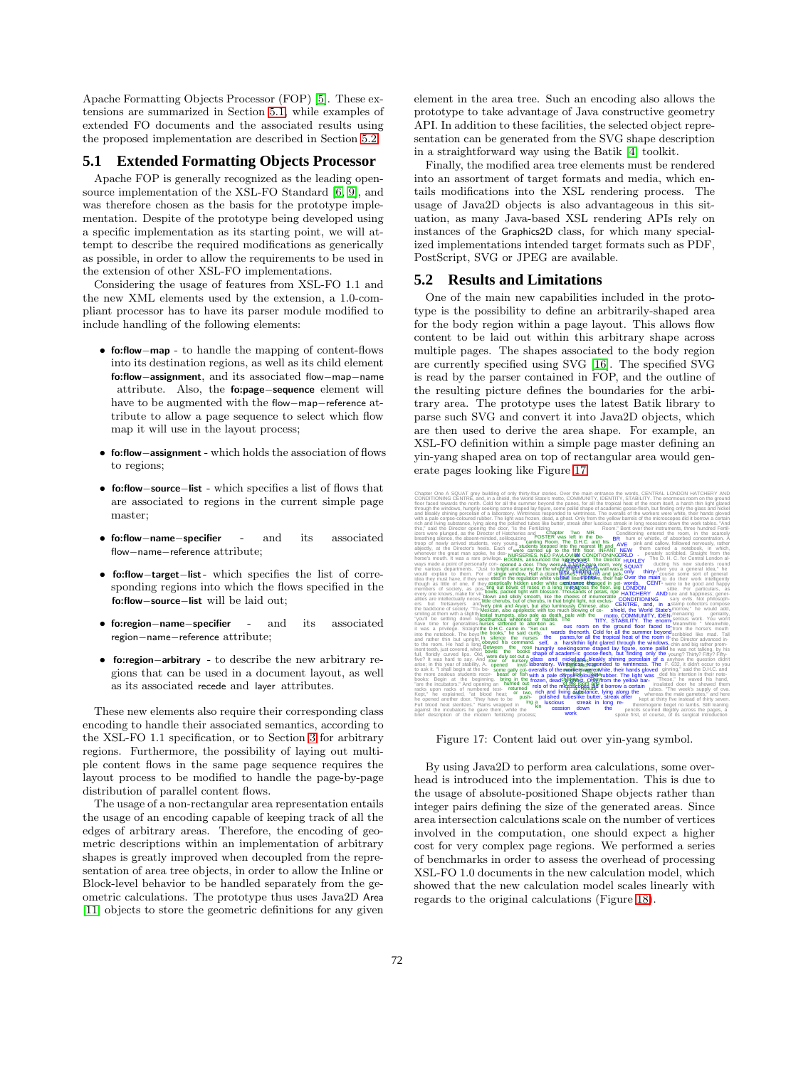Apache Formatting Objects Processor (FOP) [5]. These extensions are summarized in Section 5.1, while examples of extended FO documents and the associated results using the proposed implementation are described in Section 5.2.

## 5.1 Extended Formatting Objects Processor

Apache FOP is generally recognized as the leading open-source implementation of the XSL-FO Standard [6, 9], and was therefore chosen as the basis for the prototype implementation. Despite of the prototype being developed using a specific implementation as its starting point, we will attempt to describe the required modifications as generically as possible, in order to allow the requirements to be used in the extension of other XSL-FO implementations.

Considering the usage of features from XSL-FO 1.1 and the new XML elements used by the extension, a 1.0-compliant processor has to have its parser module modified to include handling of the following elements:

- **fo:flow−map** - to handle the mapping of content-flows into its destination regions, as well as its child element **fo:flow−assignment**, and its associated flow−map−name attribute. Also, the **fo:page−sequence** element will have to be augmented with the flow−map−reference attribute to allow a page sequence to select which flow map it will use in the layout process;
- **fo:flow−assignment** - which holds the association of flows to regions;
- **fo:flow−source−list** - which specifies a list of flows that are associated to regions in the current simple page master;
- **fo:flow−name−specifier** - and its associated flow−name−reference attribute;
- **fo:flow−target−list** - which specifies the list of corresponding regions into which the flows specified in the **fo:flow−source−list** will be laid out;
- **fo:region−name−specifier** - and its associated region−name−reference attribute;
- **fo:region−arbitrary** - to describe the new arbitrary regions that can be used in a document layout, as well as its associated recede and layer attributes.

These new elements also require their corresponding class encoding to handle their associated semantics, according to the XSL-FO 1.1 specification, or to Section 3 for arbitrary regions. Furthermore, the possibility of laying out multiple content flows in the same page sequence requires the layout process to be modified to handle the page-by-page distribution of parallel content flows.

The usage of a non-rectangular area representation entails the usage of an encoding capable of keeping track of all the edges of arbitrary areas. Therefore, the encoding of geometric descriptions within an implementation of arbitrary shapes is greatly improved when decoupled from the representation of area tree objects, in order to allow the Inline or Block-level behavior to be handled separately from the geometric calculations. The prototype thus uses Java2D Area [11] objects to store the geometric definitions for any given element in the area tree. Such an encoding also allows the prototype to take advantage of Java constructive geometry API. In addition to these facilities, the selected object representation can be generated from the SVG shape description in a straightforward way using the Batik [4] toolkit.

Finally, the modified area tree elements must be rendered into an assortment of target formats and media, which entails modifications into the XSL rendering process. The usage of Java2D objects is also advantageous in this situation, as many Java-based XSL rendering APIs rely on instances of the Graphics2D class, for which many specialized implementations intended target formats such as PDF, PostScript, SVG or JPEG are available.

## 5.2 Results and Limitations

One of the main new capabilities included in the prototype is the possibility to define an arbitrarily-shaped area for the body region within a page layout. This allows flow content to be laid out within this arbitrary shape across multiple pages. The shapes associated to the body region are currently specified using SVG [16]. The specified SVG is read by the parser contained in FOP, and the outline of the resulting picture defines the boundaries for the arbitrary area. The prototype uses the latest Batik library to parse such SVG and convert it into Java2D objects, which are then used to derive the area shape. For example, an XSL-FO definition within a simple page master defining an yin-yang shaped area on top of rectangular area would generate pages looking like Figure 17.

Figure 17: Content laid out over yin-yang symbol.

By using Java2D to perform area calculations, some overhead is introduced into the implementation. This is due to the usage of absolute-positioned Shape objects rather than integer pairs defining the size of the generated areas. Since area intersection calculations scale on the number of vertices involved in the computation, one should expect a higher cost for very complex page regions. We performed a series of benchmarks in order to assess the overhead of processing XSL-FO 1.0 documents in the new calculation model, which showed that the new calculation model scales linearly with regards to the original calculations (Figure 18).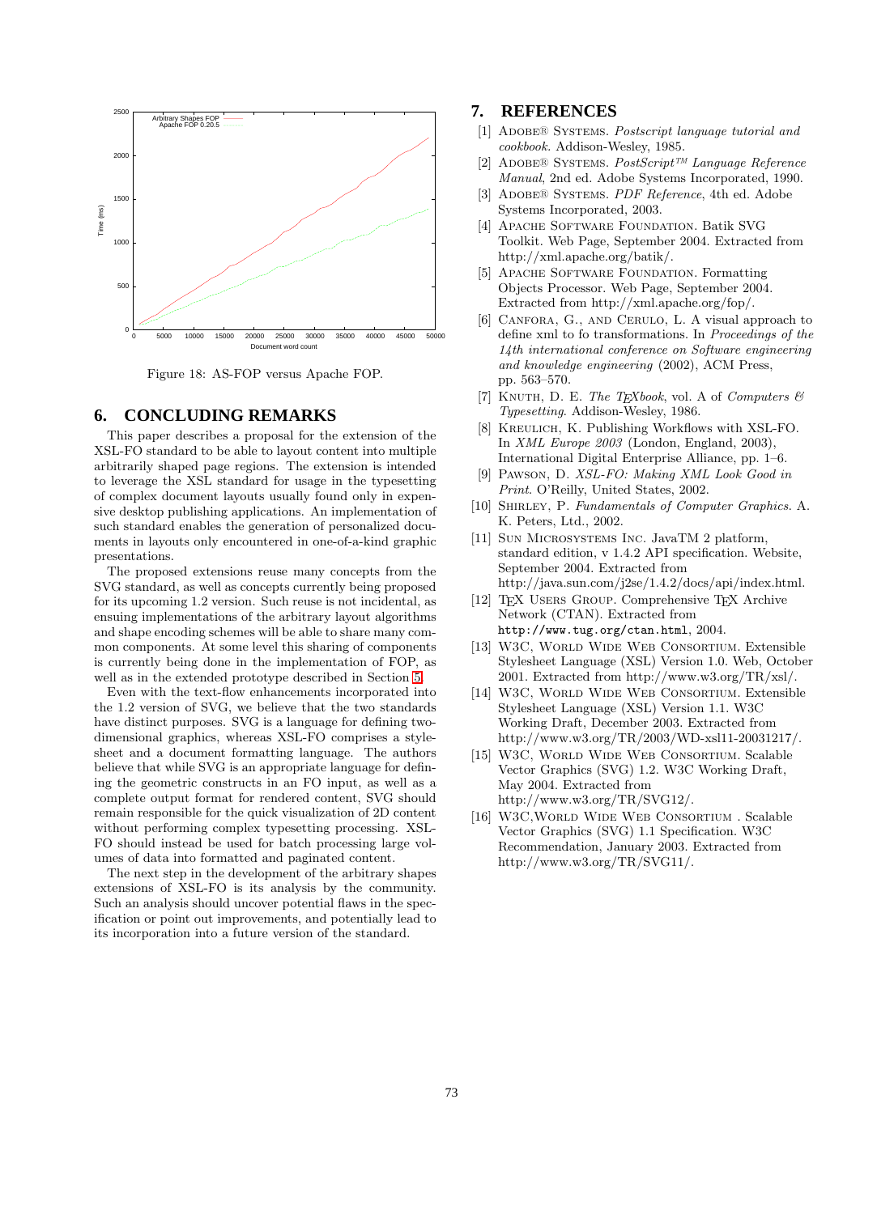2500

Arbitrary Shapes FOP

Apache FOP 0.20.5

2000

1500

Time (ms)

1000

500

0

0 5000 10000 15000 20000 25000 30000 35000 40000 45000 50000

Document word count

Figure 18: AS-FOP versus Apache FOP.

## 6. CONCLUDING REMARKS

This paper describes a proposal for the extension of the XSL-FO standard to be able to layout content into multiple arbitrarily shaped page regions. The extension is intended to leverage the XSL standard for usage in the typesetting of complex document layouts usually found only in expensive desktop publishing applications. An implementation of such standard enables the generation of personalized documents in layouts only encountered in one-of-a-kind graphic presentations.

The proposed extensions reuse many concepts from the SVG standard, as well as concepts currently being proposed for its upcoming 1.2 version. Such reuse is not incidental, as ensuing implementations of the arbitrary layout algorithms and shape encoding schemes will be able to share many common components. At some level this sharing of components is currently being done in the implementation of FOP, as well as in the extended prototype described in Section 5.

Even with the text-flow enhancements incorporated into the 1.2 version of SVG, we believe that the two standards have distinct purposes. SVG is a language for defining two-dimensional graphics, whereas XSL-FO comprises a stylesheet and a document formatting language. The authors believe that while SVG is an appropriate language for defining the geometric constructs in an FO input, as well as a complete output format for rendered content, SVG should remain responsible for the quick visualization of 2D content without performing complex typesetting processing. XSL-FO should instead be used for batch processing large volumes of data into formatted and paginated content.

The next step in the development of the arbitrary shapes extensions of XSL-FO is its analysis by the community. Such an analysis should uncover potential flaws in the specification or point out improvements, and potentially lead to its incorporation into a future version of the standard.

## 7. REFERENCES

[1] ADOBE® SYSTEMS. *Postscript language tutorial and cookbook*. Addison-Wesley, 1985.

[2] ADOBE® SYSTEMS. *PostScript™ Language Reference Manual*, 2nd ed. Adobe Systems Incorporated, 1990.

[3] ADOBE® SYSTEMS. *PDF Reference*, 4th ed. Adobe Systems Incorporated, 2003.

[4] APACHE SOFTWARE FOUNDATION. Batik SVG Toolkit. Web Page, September 2004. Extracted from http://xml.apache.org/batik/.

[5] APACHE SOFTWARE FOUNDATION. Formatting Objects Processor. Web Page, September 2004. Extracted from http://xml.apache.org/fop/.

[6] CANFORA, G., AND CERULO, L. A visual approach to define xml to fo transformations. In *Proceedings of the 14th international conference on Software engineering and knowledge engineering* (2002), ACM Press, pp. 563–570.

[7] KNUTH, D. E. *The TEXbook*, vol. A of *Computers & Typesetting*. Addison-Wesley, 1986.

[8] KREULICH, K. Publishing Workflows with XSL-FO. In *XML Europe 2003* (London, England, 2003), International Digital Enterprise Alliance, pp. 1–6.

[9] PAWSON, D. *XSL-FO: Making XML Look Good in Print*. O'Reilly, United States, 2002.

[10] SHIRLEY, P. *Fundamentals of Computer Graphics*. A. K. Peters, Ltd., 2002.

[11] SUN MICROSYSTEMS INC. JavaTM 2 platform, standard edition, v 1.4.2 API specification. Website, September 2004. Extracted from http://java.sun.com/j2se/1.4.2/docs/api/index.html.

[12] TEX USERS GROUP. Comprehensive TEX Archive Network (CTAN). Extracted from `http://www.tug.org/ctan.html`, 2004.

[13] W3C, WORLD WIDE WEB CONSORTIUM. Extensible Stylesheet Language (XSL) Version 1.0. Web, October 2001. Extracted from http://www.w3.org/TR/xsl/.

[14] W3C, WORLD WIDE WEB CONSORTIUM. Extensible Stylesheet Language (XSL) Version 1.1. W3C Working Draft, December 2003. Extracted from http://www.w3.org/TR/2003/WD-xsl11-20031217/.

[15] W3C, WORLD WIDE WEB CONSORTIUM. Scalable Vector Graphics (SVG) 1.2. W3C Working Draft, May 2004. Extracted from http://www.w3.org/TR/SVG12/.

[16] W3C,WORLD WIDE WEB CONSORTIUM . Scalable Vector Graphics (SVG) 1.1 Specification. W3C Recommendation, January 2003. Extracted from http://www.w3.org/TR/SVG11/.